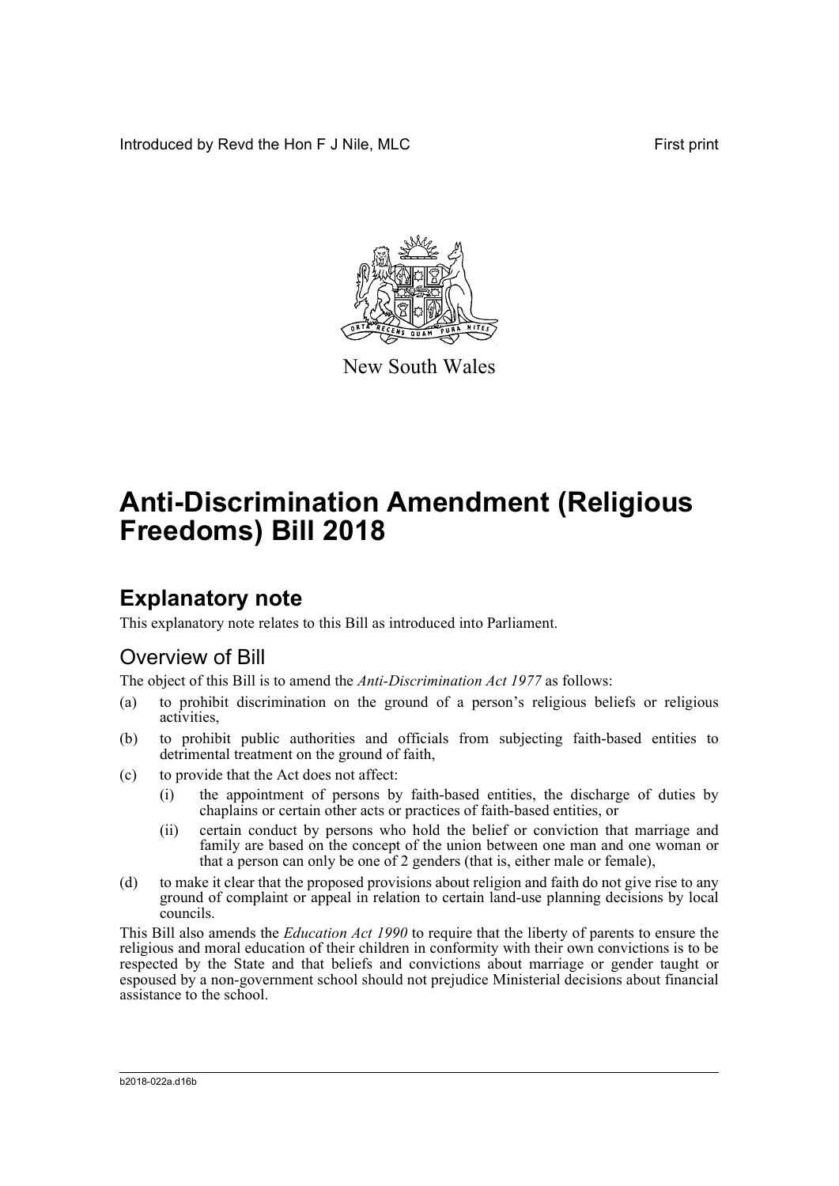Introduced by Revd the Hon F J Nile, MLC First print

New South Wales

# Anti-Discrimination Amendment (Religious Freedoms) Bill 2018

## Explanatory note

This explanatory note relates to this Bill as introduced into Parliament.

### Overview of Bill

The object of this Bill is to amend the *Anti-Discrimination Act 1977* as follows:

(a) to prohibit discrimination on the ground of a person's religious beliefs or religious activities,

(b) to prohibit public authorities and officials from subjecting faith-based entities to detrimental treatment on the ground of faith,

(c) to provide that the Act does not affect:

  (i) the appointment of persons by faith-based entities, the discharge of duties by chaplains or certain other acts or practices of faith-based entities, or

  (ii) certain conduct by persons who hold the belief or conviction that marriage and family are based on the concept of the union between one man and one woman or that a person can only be one of 2 genders (that is, either male or female),

(d) to make it clear that the proposed provisions about religion and faith do not give rise to any ground of complaint or appeal in relation to certain land-use planning decisions by local councils.

This Bill also amends the *Education Act 1990* to require that the liberty of parents to ensure the religious and moral education of their children in conformity with their own convictions is to be respected by the State and that beliefs and convictions about marriage or gender taught or espoused by a non-government school should not prejudice Ministerial decisions about financial assistance to the school.

b2018-022a.d16b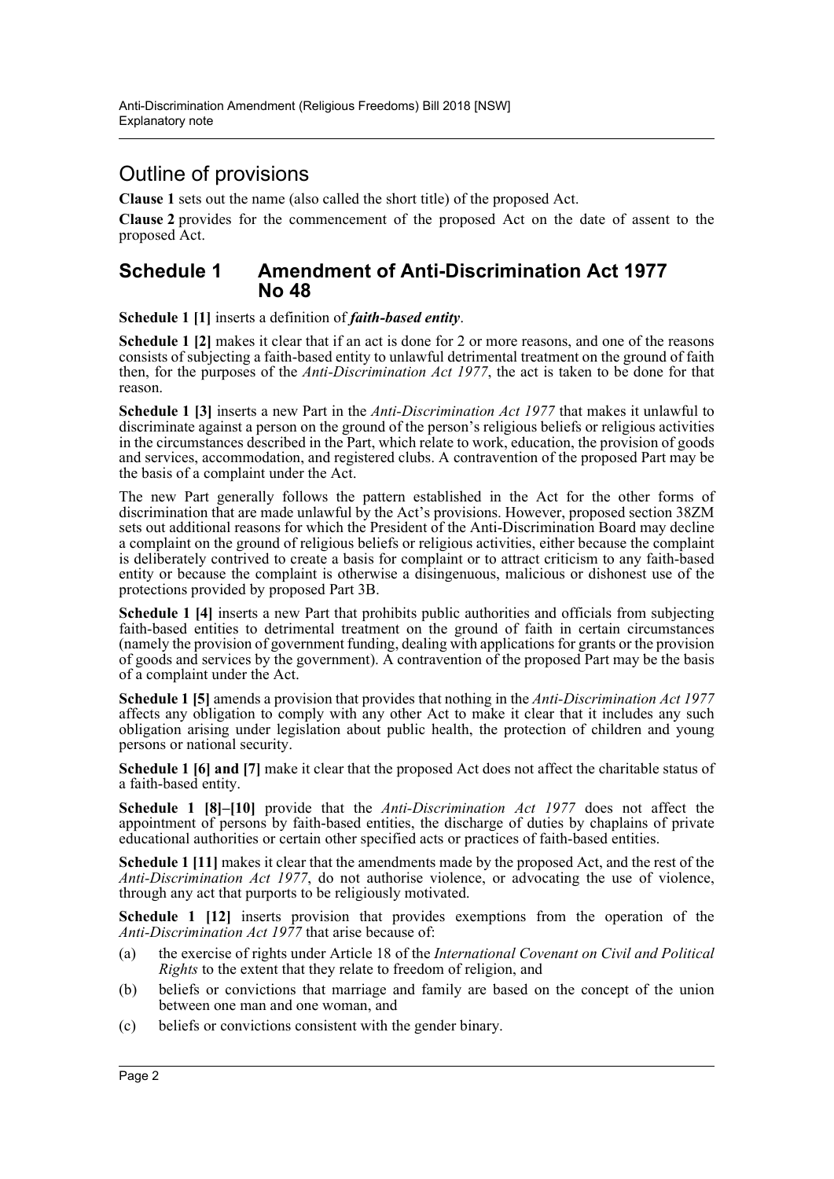## Outline of provisions

**Clause 1** sets out the name (also called the short title) of the proposed Act.

**Clause 2** provides for the commencement of the proposed Act on the date of assent to the proposed Act.

## Schedule 1 Amendment of Anti-Discrimination Act 1977 No 48

**Schedule 1 [1]** inserts a definition of ***faith-based entity***.

**Schedule 1 [2]** makes it clear that if an act is done for 2 or more reasons, and one of the reasons consists of subjecting a faith-based entity to unlawful detrimental treatment on the ground of faith then, for the purposes of the *Anti-Discrimination Act 1977*, the act is taken to be done for that reason.

**Schedule 1 [3]** inserts a new Part in the *Anti-Discrimination Act 1977* that makes it unlawful to discriminate against a person on the ground of the person's religious beliefs or religious activities in the circumstances described in the Part, which relate to work, education, the provision of goods and services, accommodation, and registered clubs. A contravention of the proposed Part may be the basis of a complaint under the Act.

The new Part generally follows the pattern established in the Act for the other forms of discrimination that are made unlawful by the Act's provisions. However, proposed section 38ZM sets out additional reasons for which the President of the Anti-Discrimination Board may decline a complaint on the ground of religious beliefs or religious activities, either because the complaint is deliberately contrived to create a basis for complaint or to attract criticism to any faith-based entity or because the complaint is otherwise a disingenuous, malicious or dishonest use of the protections provided by proposed Part 3B.

**Schedule 1 [4]** inserts a new Part that prohibits public authorities and officials from subjecting faith-based entities to detrimental treatment on the ground of faith in certain circumstances (namely the provision of government funding, dealing with applications for grants or the provision of goods and services by the government). A contravention of the proposed Part may be the basis of a complaint under the Act.

**Schedule 1 [5]** amends a provision that provides that nothing in the *Anti-Discrimination Act 1977* affects any obligation to comply with any other Act to make it clear that it includes any such obligation arising under legislation about public health, the protection of children and young persons or national security.

**Schedule 1 [6] and [7]** make it clear that the proposed Act does not affect the charitable status of a faith-based entity.

**Schedule 1 [8]–[10]** provide that the *Anti-Discrimination Act 1977* does not affect the appointment of persons by faith-based entities, the discharge of duties by chaplains of private educational authorities or certain other specified acts or practices of faith-based entities.

**Schedule 1 [11]** makes it clear that the amendments made by the proposed Act, and the rest of the *Anti-Discrimination Act 1977*, do not authorise violence, or advocating the use of violence, through any act that purports to be religiously motivated.

**Schedule 1 [12]** inserts provision that provides exemptions from the operation of the *Anti-Discrimination Act 1977* that arise because of:

(a) the exercise of rights under Article 18 of the *International Covenant on Civil and Political Rights* to the extent that they relate to freedom of religion, and

(b) beliefs or convictions that marriage and family are based on the concept of the union between one man and one woman, and

(c) beliefs or convictions consistent with the gender binary.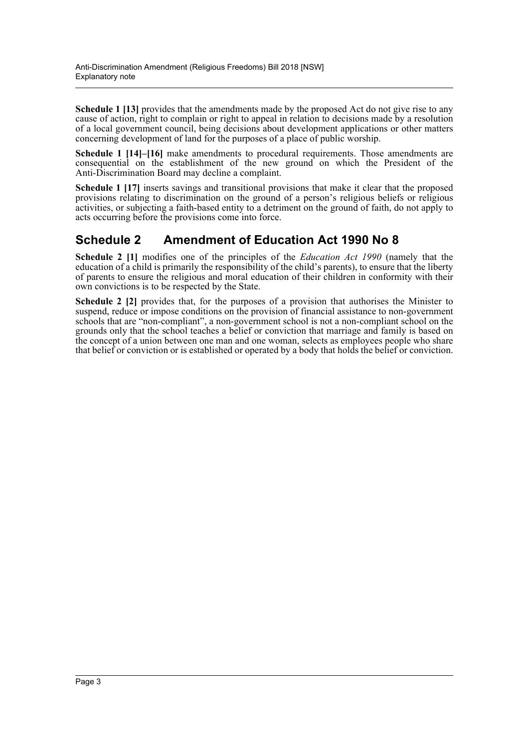**Schedule 1 [13]** provides that the amendments made by the proposed Act do not give rise to any cause of action, right to complain or right to appeal in relation to decisions made by a resolution of a local government council, being decisions about development applications or other matters concerning development of land for the purposes of a place of public worship.

**Schedule 1 [14]–[16]** make amendments to procedural requirements. Those amendments are consequential on the establishment of the new ground on which the President of the Anti-Discrimination Board may decline a complaint.

**Schedule 1 [17]** inserts savings and transitional provisions that make it clear that the proposed provisions relating to discrimination on the ground of a person's religious beliefs or religious activities, or subjecting a faith-based entity to a detriment on the ground of faith, do not apply to acts occurring before the provisions come into force.

## Schedule 2 Amendment of Education Act 1990 No 8

**Schedule 2 [1]** modifies one of the principles of the *Education Act 1990* (namely that the education of a child is primarily the responsibility of the child's parents), to ensure that the liberty of parents to ensure the religious and moral education of their children in conformity with their own convictions is to be respected by the State.

**Schedule 2 [2]** provides that, for the purposes of a provision that authorises the Minister to suspend, reduce or impose conditions on the provision of financial assistance to non-government schools that are "non-compliant", a non-government school is not a non-compliant school on the grounds only that the school teaches a belief or conviction that marriage and family is based on the concept of a union between one man and one woman, selects as employees people who share that belief or conviction or is established or operated by a body that holds the belief or conviction.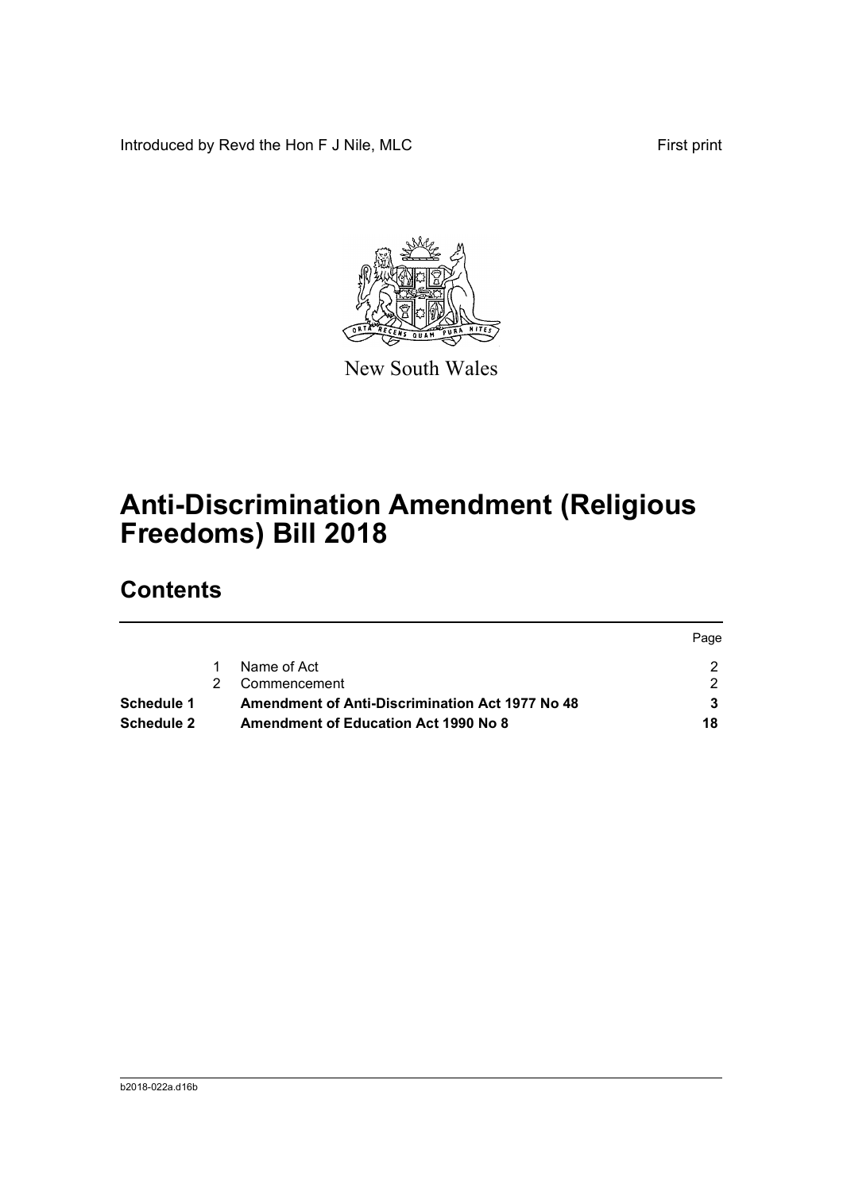Introduced by Revd the Hon F J Nile, MLC First print

New South Wales

# Anti-Discrimination Amendment (Religious Freedoms) Bill 2018

## Contents

| | | | Page |
|---|---|---|---|
| | 1 | Name of Act | 2 |
| | 2 | Commencement | 2 |
| **Schedule 1** | | **Amendment of Anti-Discrimination Act 1977 No 48** | **3** |
| **Schedule 2** | | **Amendment of Education Act 1990 No 8** | **18** |

b2018-022a.d16b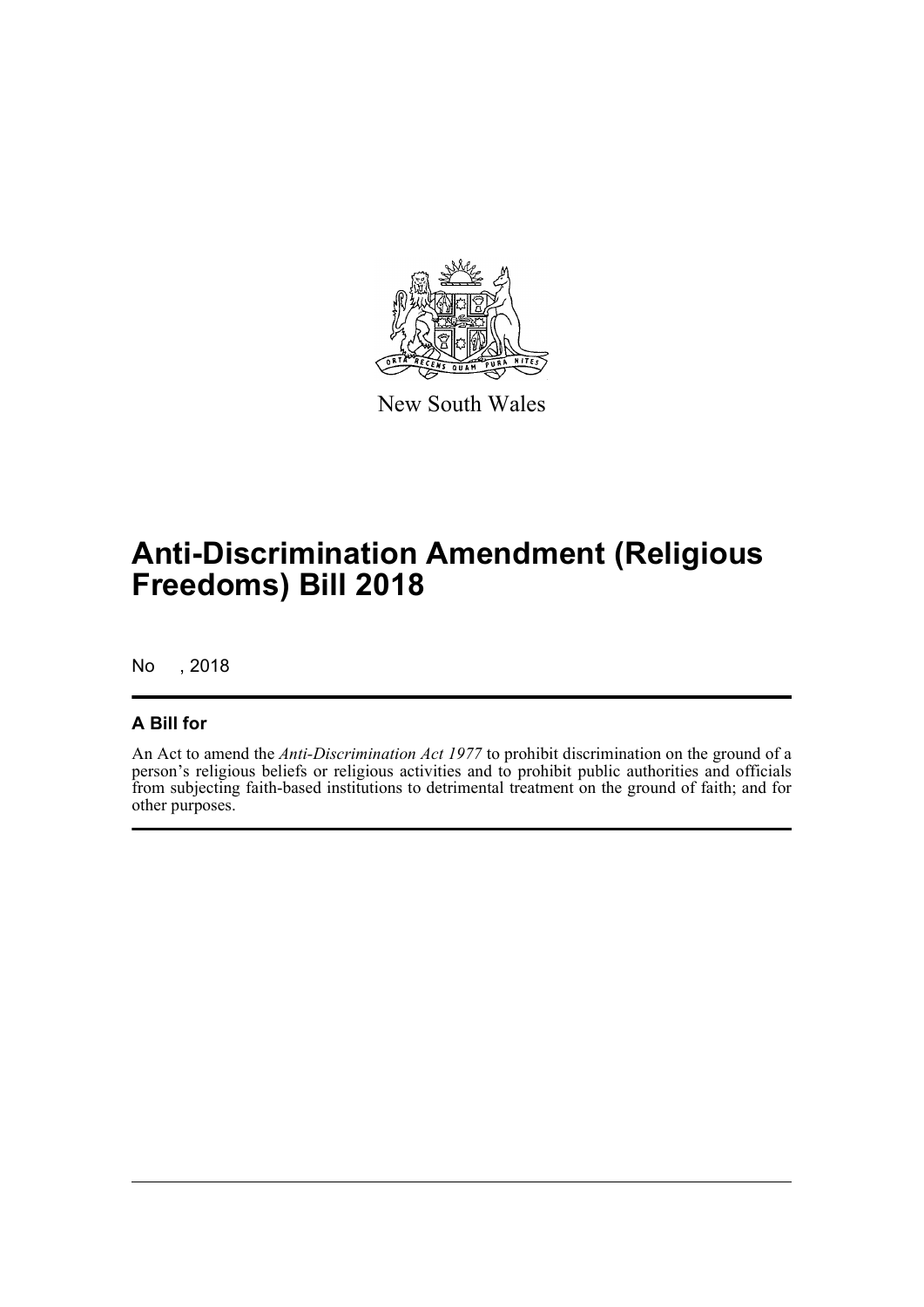New South Wales

# Anti-Discrimination Amendment (Religious Freedoms) Bill 2018

No , 2018

## A Bill for

An Act to amend the *Anti-Discrimination Act 1977* to prohibit discrimination on the ground of a person's religious beliefs or religious activities and to prohibit public authorities and officials from subjecting faith-based institutions to detrimental treatment on the ground of faith; and for other purposes.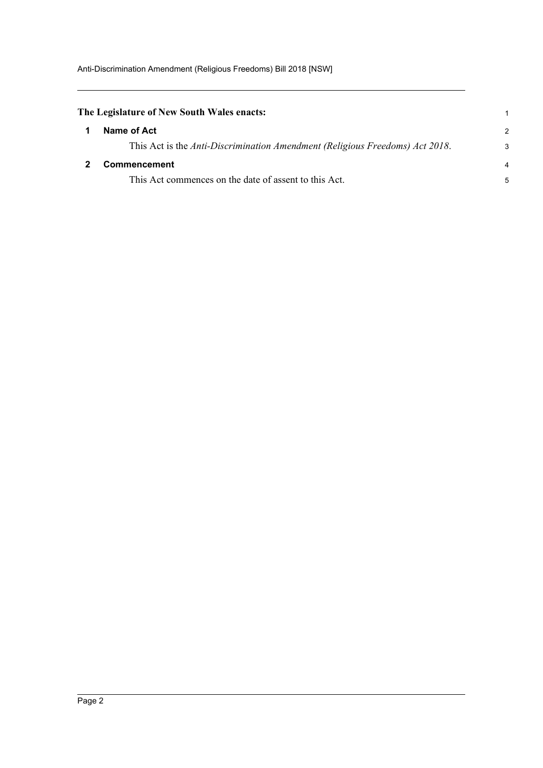**The Legislature of New South Wales enacts:**

## 1 Name of Act

This Act is the *Anti-Discrimination Amendment (Religious Freedoms) Act 2018*.

## 2 Commencement

This Act commences on the date of assent to this Act.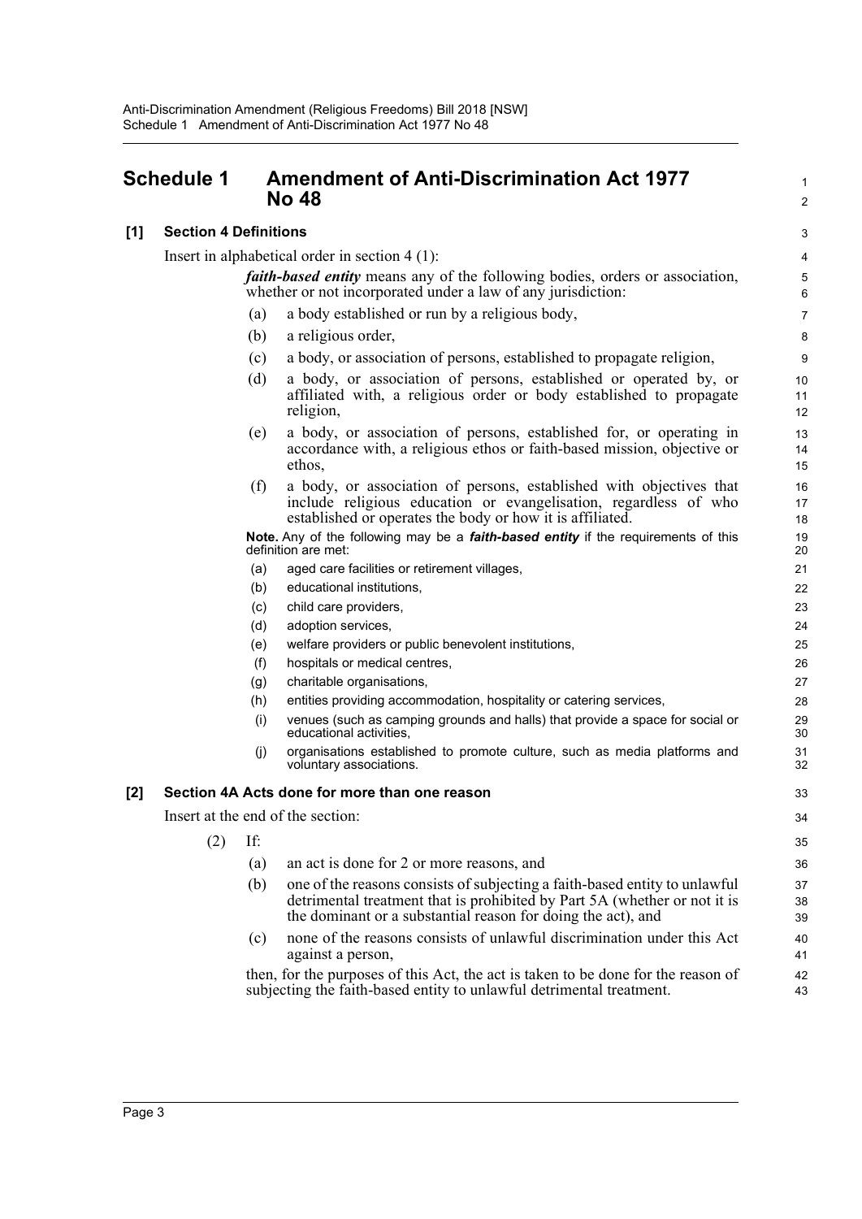# Schedule 1 Amendment of Anti-Discrimination Act 1977 No 48

**[1] Section 4 Definitions**

Insert in alphabetical order in section 4 (1):

> ***faith-based entity*** means any of the following bodies, orders or association, whether or not incorporated under a law of any jurisdiction:
>
> (a) a body established or run by a religious body,
>
> (b) a religious order,
>
> (c) a body, or association of persons, established to propagate religion,
>
> (d) a body, or association of persons, established or operated by, or affiliated with, a religious order or body established to propagate religion,
>
> (e) a body, or association of persons, established for, or operating in accordance with, a religious ethos or faith-based mission, objective or ethos,
>
> (f) a body, or association of persons, established with objectives that include religious education or evangelisation, regardless of who established or operates the body or how it is affiliated.
>
> **Note.** Any of the following may be a ***faith-based entity*** if the requirements of this definition are met:
>
> (a) aged care facilities or retirement villages,
>
> (b) educational institutions,
>
> (c) child care providers,
>
> (d) adoption services,
>
> (e) welfare providers or public benevolent institutions,
>
> (f) hospitals or medical centres,
>
> (g) charitable organisations,
>
> (h) entities providing accommodation, hospitality or catering services,
>
> (i) venues (such as camping grounds and halls) that provide a space for social or educational activities,
>
> (j) organisations established to promote culture, such as media platforms and voluntary associations.

**[2] Section 4A Acts done for more than one reason**

Insert at the end of the section:

> (2) If:
>
> (a) an act is done for 2 or more reasons, and
>
> (b) one of the reasons consists of subjecting a faith-based entity to unlawful detrimental treatment that is prohibited by Part 5A (whether or not it is the dominant or a substantial reason for doing the act), and
>
> (c) none of the reasons consists of unlawful discrimination under this Act against a person,
>
> then, for the purposes of this Act, the act is taken to be done for the reason of subjecting the faith-based entity to unlawful detrimental treatment.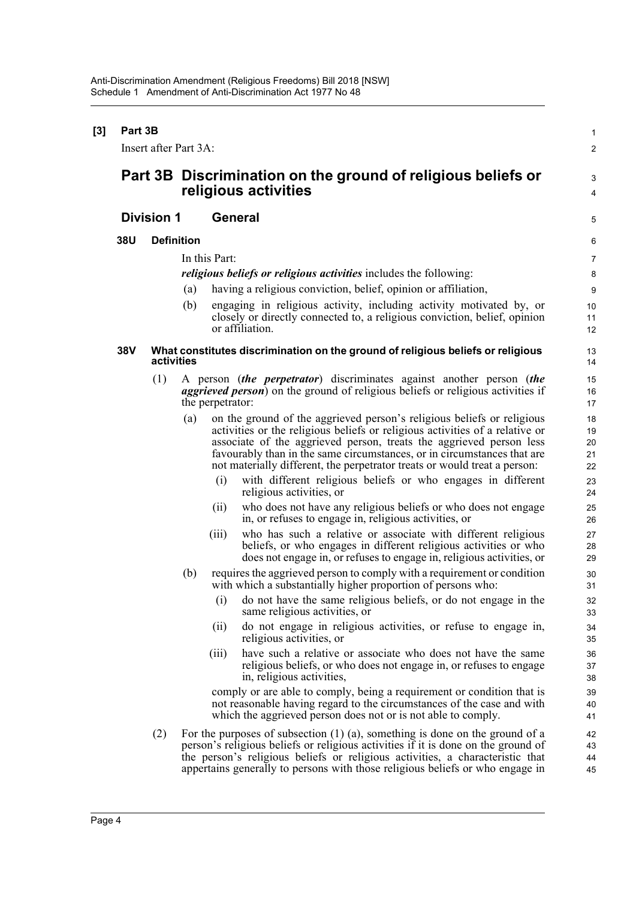**[3] Part 3B**

Insert after Part 3A:

# Part 3B Discrimination on the ground of religious beliefs or religious activities

## Division 1 General

### 38U Definition

In this Part:

***religious beliefs or religious activities*** includes the following:

(a) having a religious conviction, belief, opinion or affiliation,

(b) engaging in religious activity, including activity motivated by, or closely or directly connected to, a religious conviction, belief, opinion or affiliation.

### 38V What constitutes discrimination on the ground of religious beliefs or religious activities

(1) A person (***the perpetrator***) discriminates against another person (***the aggrieved person***) on the ground of religious beliefs or religious activities if the perpetrator:

(a) on the ground of the aggrieved person's religious beliefs or religious activities or the religious beliefs or religious activities of a relative or associate of the aggrieved person, treats the aggrieved person less favourably than in the same circumstances, or in circumstances that are not materially different, the perpetrator treats or would treat a person:

(i) with different religious beliefs or who engages in different religious activities, or

(ii) who does not have any religious beliefs or who does not engage in, or refuses to engage in, religious activities, or

(iii) who has such a relative or associate with different religious beliefs, or who engages in different religious activities or who does not engage in, or refuses to engage in, religious activities, or

(b) requires the aggrieved person to comply with a requirement or condition with which a substantially higher proportion of persons who:

(i) do not have the same religious beliefs, or do not engage in the same religious activities, or

(ii) do not engage in religious activities, or refuse to engage in, religious activities, or

(iii) have such a relative or associate who does not have the same religious beliefs, or who does not engage in, or refuses to engage in, religious activities,

comply or are able to comply, being a requirement or condition that is not reasonable having regard to the circumstances of the case and with which the aggrieved person does not or is not able to comply.

(2) For the purposes of subsection (1) (a), something is done on the ground of a person's religious beliefs or religious activities if it is done on the ground of the person's religious beliefs or religious activities, a characteristic that appertains generally to persons with those religious beliefs or who engage in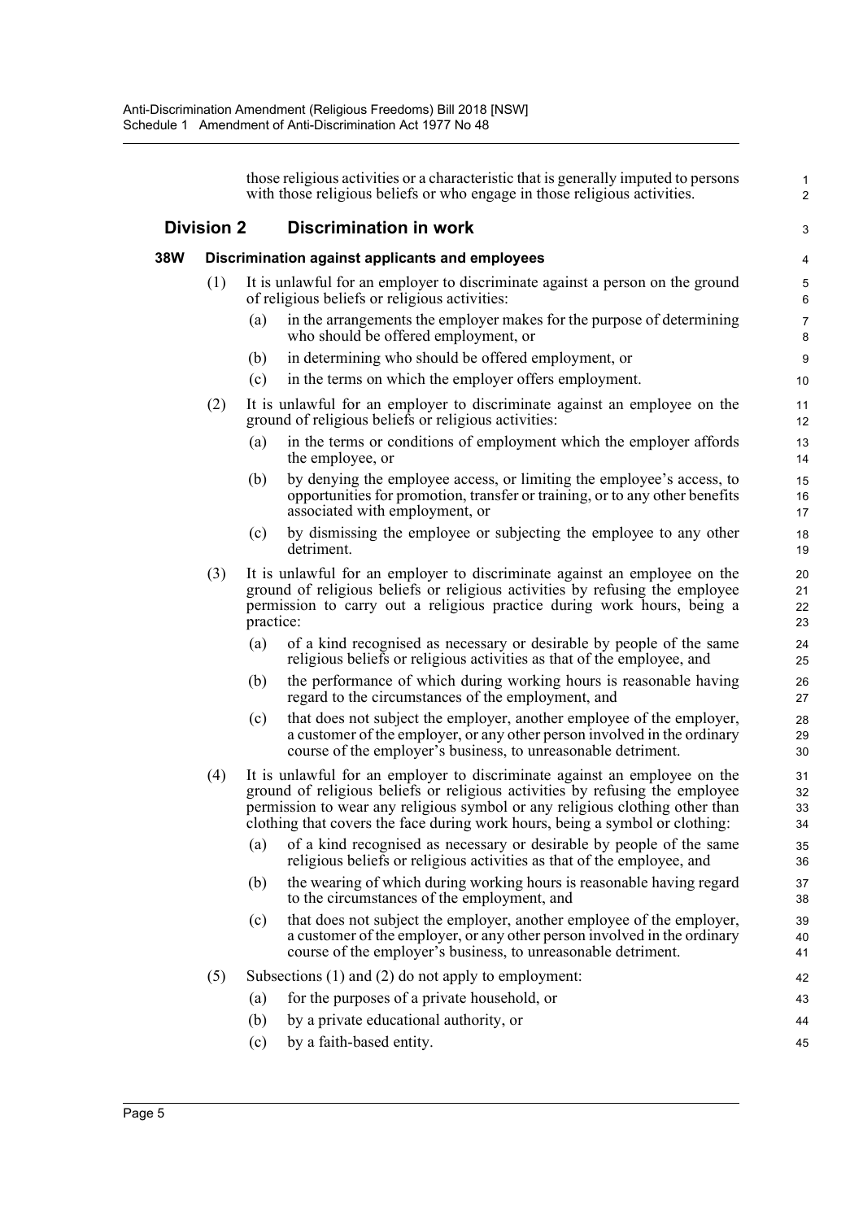those religious activities or a characteristic that is generally imputed to persons with those religious beliefs or who engage in those religious activities.

## Division 2 Discrimination in work

### 38W Discrimination against applicants and employees

(1) It is unlawful for an employer to discriminate against a person on the ground of religious beliefs or religious activities:

- (a) in the arrangements the employer makes for the purpose of determining who should be offered employment, or
- (b) in determining who should be offered employment, or
- (c) in the terms on which the employer offers employment.

(2) It is unlawful for an employer to discriminate against an employee on the ground of religious beliefs or religious activities:

- (a) in the terms or conditions of employment which the employer affords the employee, or
- (b) by denying the employee access, or limiting the employee's access, to opportunities for promotion, transfer or training, or to any other benefits associated with employment, or
- (c) by dismissing the employee or subjecting the employee to any other detriment.

(3) It is unlawful for an employer to discriminate against an employee on the ground of religious beliefs or religious activities by refusing the employee permission to carry out a religious practice during work hours, being a practice:

- (a) of a kind recognised as necessary or desirable by people of the same religious beliefs or religious activities as that of the employee, and
- (b) the performance of which during working hours is reasonable having regard to the circumstances of the employment, and
- (c) that does not subject the employer, another employee of the employer, a customer of the employer, or any other person involved in the ordinary course of the employer's business, to unreasonable detriment.

(4) It is unlawful for an employer to discriminate against an employee on the ground of religious beliefs or religious activities by refusing the employee permission to wear any religious symbol or any religious clothing other than clothing that covers the face during work hours, being a symbol or clothing:

- (a) of a kind recognised as necessary or desirable by people of the same religious beliefs or religious activities as that of the employee, and
- (b) the wearing of which during working hours is reasonable having regard to the circumstances of the employment, and
- (c) that does not subject the employer, another employee of the employer, a customer of the employer, or any other person involved in the ordinary course of the employer's business, to unreasonable detriment.

(5) Subsections (1) and (2) do not apply to employment:

- (a) for the purposes of a private household, or
- (b) by a private educational authority, or
- (c) by a faith-based entity.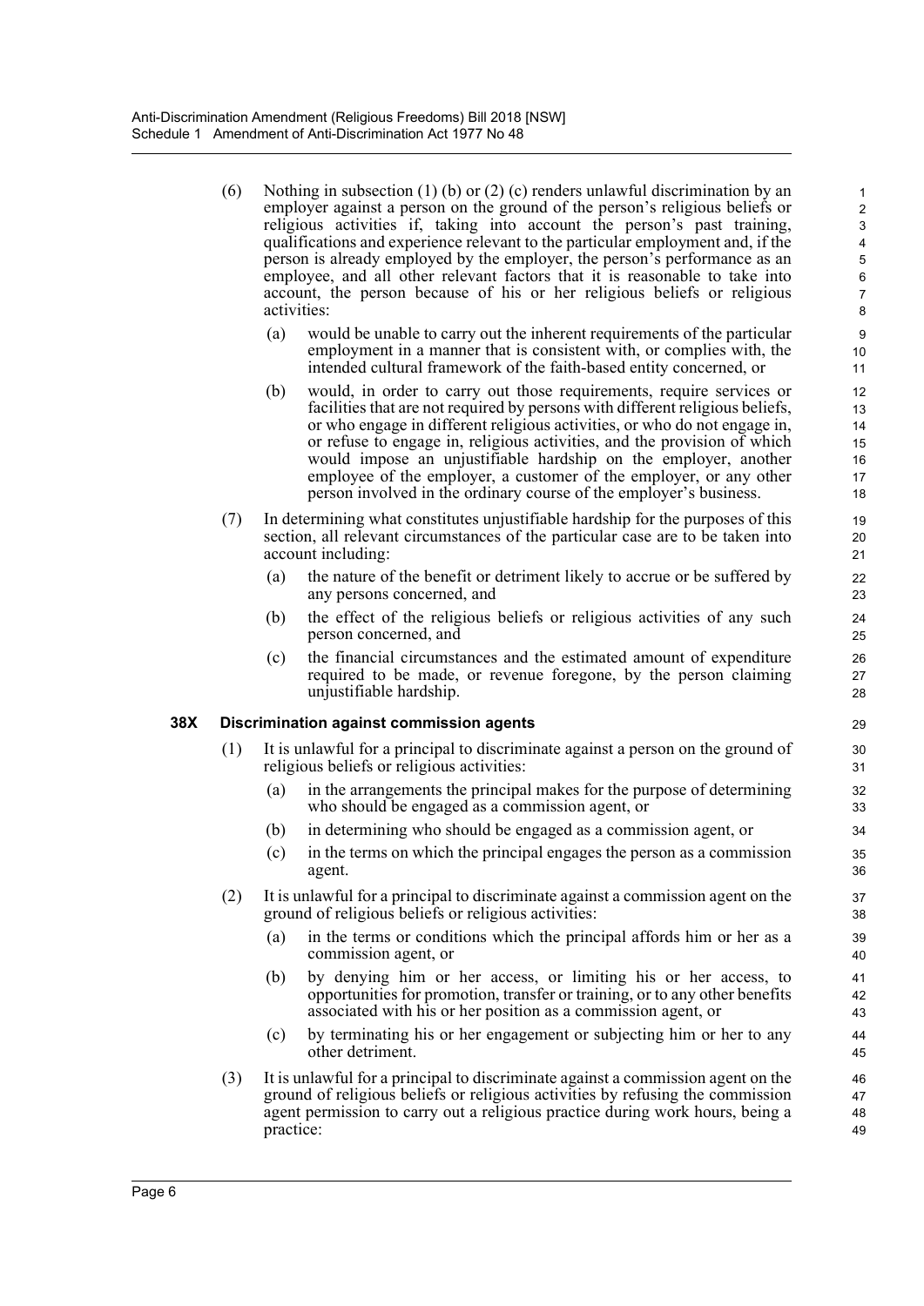(6) Nothing in subsection (1) (b) or (2) (c) renders unlawful discrimination by an employer against a person on the ground of the person's religious beliefs or religious activities if, taking into account the person's past training, qualifications and experience relevant to the particular employment and, if the person is already employed by the employer, the person's performance as an employee, and all other relevant factors that it is reasonable to take into account, the person because of his or her religious beliefs or religious activities:

(a) would be unable to carry out the inherent requirements of the particular employment in a manner that is consistent with, or complies with, the intended cultural framework of the faith-based entity concerned, or

(b) would, in order to carry out those requirements, require services or facilities that are not required by persons with different religious beliefs, or who engage in different religious activities, or who do not engage in, or refuse to engage in, religious activities, and the provision of which would impose an unjustifiable hardship on the employer, another employee of the employer, a customer of the employer, or any other person involved in the ordinary course of the employer's business.

(7) In determining what constitutes unjustifiable hardship for the purposes of this section, all relevant circumstances of the particular case are to be taken into account including:

(a) the nature of the benefit or detriment likely to accrue or be suffered by any persons concerned, and

(b) the effect of the religious beliefs or religious activities of any such person concerned, and

(c) the financial circumstances and the estimated amount of expenditure required to be made, or revenue foregone, by the person claiming unjustifiable hardship.

### 38X Discrimination against commission agents

(1) It is unlawful for a principal to discriminate against a person on the ground of religious beliefs or religious activities:

(a) in the arrangements the principal makes for the purpose of determining who should be engaged as a commission agent, or

(b) in determining who should be engaged as a commission agent, or

(c) in the terms on which the principal engages the person as a commission agent.

(2) It is unlawful for a principal to discriminate against a commission agent on the ground of religious beliefs or religious activities:

(a) in the terms or conditions which the principal affords him or her as a commission agent, or

(b) by denying him or her access, or limiting his or her access, to opportunities for promotion, transfer or training, or to any other benefits associated with his or her position as a commission agent, or

(c) by terminating his or her engagement or subjecting him or her to any other detriment.

(3) It is unlawful for a principal to discriminate against a commission agent on the ground of religious beliefs or religious activities by refusing the commission agent permission to carry out a religious practice during work hours, being a practice: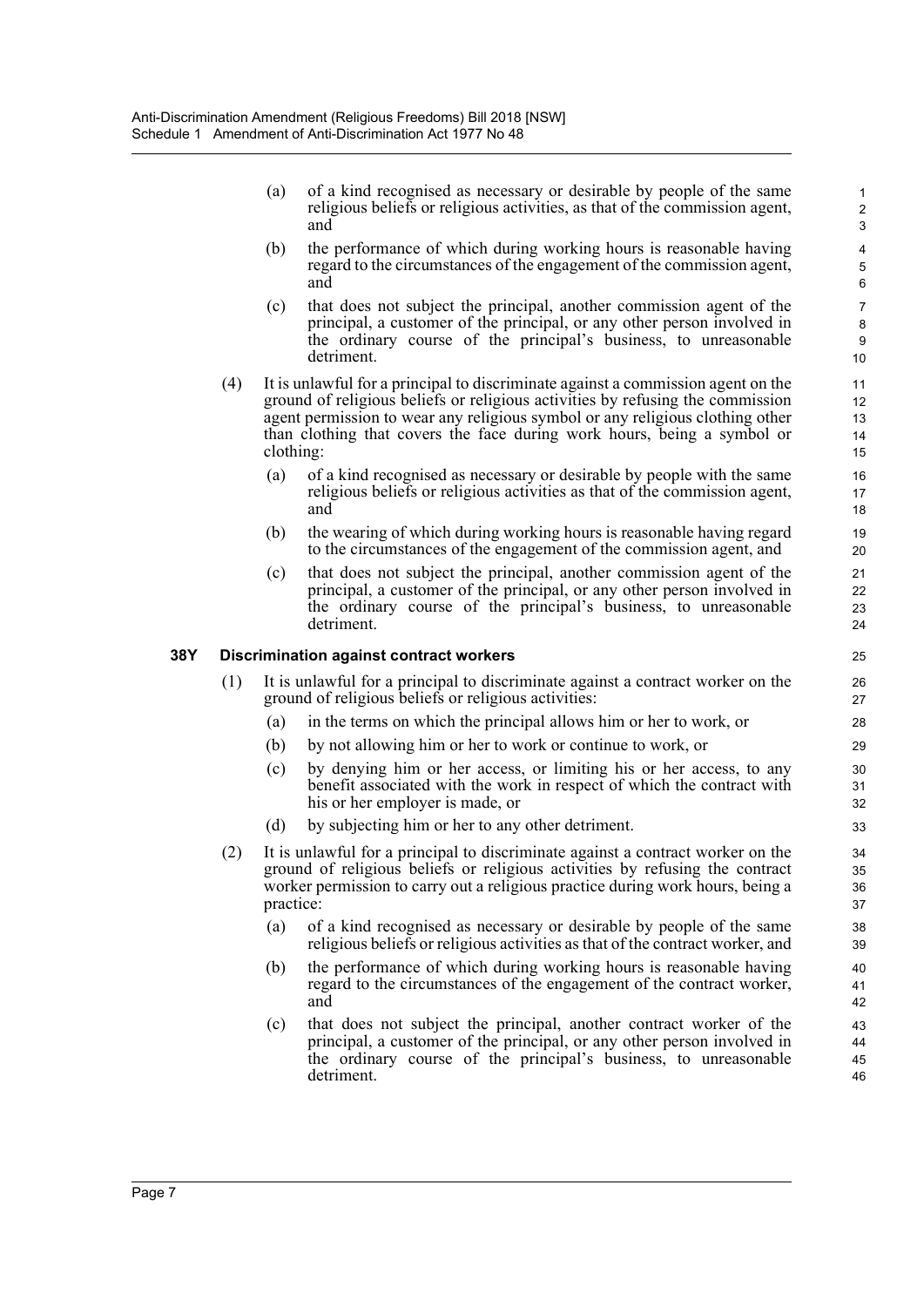(a) of a kind recognised as necessary or desirable by people of the same religious beliefs or religious activities, as that of the commission agent, and

(b) the performance of which during working hours is reasonable having regard to the circumstances of the engagement of the commission agent, and

(c) that does not subject the principal, another commission agent of the principal, a customer of the principal, or any other person involved in the ordinary course of the principal's business, to unreasonable detriment.

(4) It is unlawful for a principal to discriminate against a commission agent on the ground of religious beliefs or religious activities by refusing the commission agent permission to wear any religious symbol or any religious clothing other than clothing that covers the face during work hours, being a symbol or clothing:

(a) of a kind recognised as necessary or desirable by people with the same religious beliefs or religious activities as that of the commission agent, and

(b) the wearing of which during working hours is reasonable having regard to the circumstances of the engagement of the commission agent, and

(c) that does not subject the principal, another commission agent of the principal, a customer of the principal, or any other person involved in the ordinary course of the principal's business, to unreasonable detriment.

**38Y Discrimination against contract workers**

(1) It is unlawful for a principal to discriminate against a contract worker on the ground of religious beliefs or religious activities:

(a) in the terms on which the principal allows him or her to work, or

(b) by not allowing him or her to work or continue to work, or

(c) by denying him or her access, or limiting his or her access, to any benefit associated with the work in respect of which the contract with his or her employer is made, or

(d) by subjecting him or her to any other detriment.

(2) It is unlawful for a principal to discriminate against a contract worker on the ground of religious beliefs or religious activities by refusing the contract worker permission to carry out a religious practice during work hours, being a practice:

(a) of a kind recognised as necessary or desirable by people of the same religious beliefs or religious activities as that of the contract worker, and

(b) the performance of which during working hours is reasonable having regard to the circumstances of the engagement of the contract worker, and

(c) that does not subject the principal, another contract worker of the principal, a customer of the principal, or any other person involved in the ordinary course of the principal's business, to unreasonable detriment.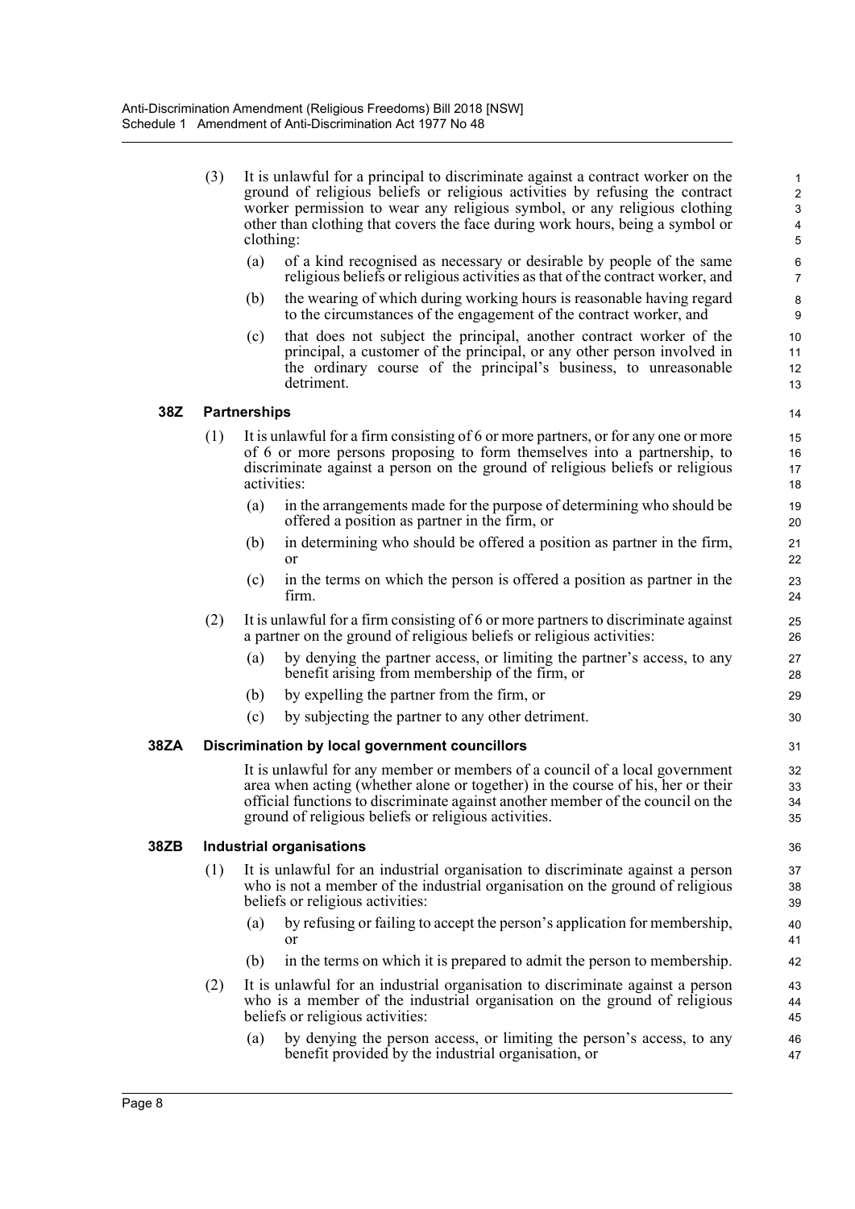(3) It is unlawful for a principal to discriminate against a contract worker on the ground of religious beliefs or religious activities by refusing the contract worker permission to wear any religious symbol, or any religious clothing other than clothing that covers the face during work hours, being a symbol or clothing:

(a) of a kind recognised as necessary or desirable by people of the same religious beliefs or religious activities as that of the contract worker, and

(b) the wearing of which during working hours is reasonable having regard to the circumstances of the engagement of the contract worker, and

(c) that does not subject the principal, another contract worker of the principal, a customer of the principal, or any other person involved in the ordinary course of the principal's business, to unreasonable detriment.

### 38Z Partnerships

(1) It is unlawful for a firm consisting of 6 or more partners, or for any one or more of 6 or more persons proposing to form themselves into a partnership, to discriminate against a person on the ground of religious beliefs or religious activities:

(a) in the arrangements made for the purpose of determining who should be offered a position as partner in the firm, or

(b) in determining who should be offered a position as partner in the firm, or

(c) in the terms on which the person is offered a position as partner in the firm.

(2) It is unlawful for a firm consisting of 6 or more partners to discriminate against a partner on the ground of religious beliefs or religious activities:

(a) by denying the partner access, or limiting the partner's access, to any benefit arising from membership of the firm, or

(b) by expelling the partner from the firm, or

(c) by subjecting the partner to any other detriment.

### 38ZA Discrimination by local government councillors

It is unlawful for any member or members of a council of a local government area when acting (whether alone or together) in the course of his, her or their official functions to discriminate against another member of the council on the ground of religious beliefs or religious activities.

### 38ZB Industrial organisations

(1) It is unlawful for an industrial organisation to discriminate against a person who is not a member of the industrial organisation on the ground of religious beliefs or religious activities:

(a) by refusing or failing to accept the person's application for membership, or

(b) in the terms on which it is prepared to admit the person to membership.

(2) It is unlawful for an industrial organisation to discriminate against a person who is a member of the industrial organisation on the ground of religious beliefs or religious activities:

(a) by denying the person access, or limiting the person's access, to any benefit provided by the industrial organisation, or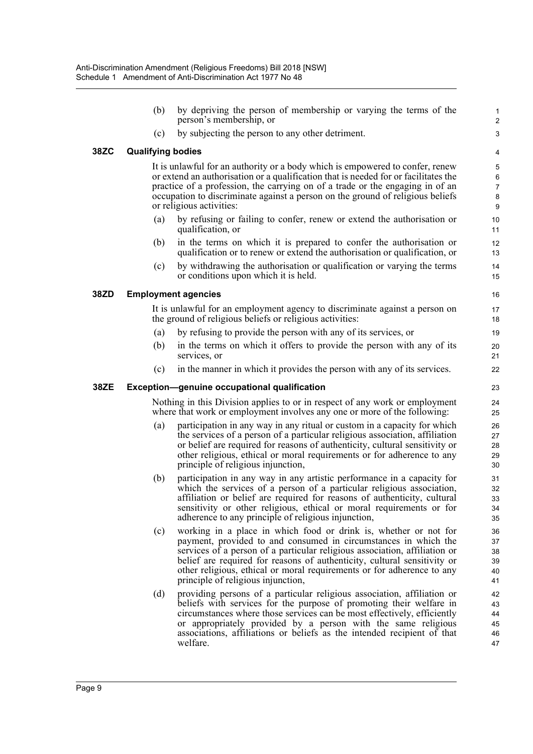(b) by depriving the person of membership or varying the terms of the person's membership, or

(c) by subjecting the person to any other detriment.

### 38ZC Qualifying bodies

It is unlawful for an authority or a body which is empowered to confer, renew or extend an authorisation or a qualification that is needed for or facilitates the practice of a profession, the carrying on of a trade or the engaging in of an occupation to discriminate against a person on the ground of religious beliefs or religious activities:

(a) by refusing or failing to confer, renew or extend the authorisation or qualification, or

(b) in the terms on which it is prepared to confer the authorisation or qualification or to renew or extend the authorisation or qualification, or

(c) by withdrawing the authorisation or qualification or varying the terms or conditions upon which it is held.

### 38ZD Employment agencies

It is unlawful for an employment agency to discriminate against a person on the ground of religious beliefs or religious activities:

(a) by refusing to provide the person with any of its services, or

(b) in the terms on which it offers to provide the person with any of its services, or

(c) in the manner in which it provides the person with any of its services.

### 38ZE Exception—genuine occupational qualification

Nothing in this Division applies to or in respect of any work or employment where that work or employment involves any one or more of the following:

(a) participation in any way in any ritual or custom in a capacity for which the services of a person of a particular religious association, affiliation or belief are required for reasons of authenticity, cultural sensitivity or other religious, ethical or moral requirements or for adherence to any principle of religious injunction,

(b) participation in any way in any artistic performance in a capacity for which the services of a person of a particular religious association, affiliation or belief are required for reasons of authenticity, cultural sensitivity or other religious, ethical or moral requirements or for adherence to any principle of religious injunction,

(c) working in a place in which food or drink is, whether or not for payment, provided to and consumed in circumstances in which the services of a person of a particular religious association, affiliation or belief are required for reasons of authenticity, cultural sensitivity or other religious, ethical or moral requirements or for adherence to any principle of religious injunction,

(d) providing persons of a particular religious association, affiliation or beliefs with services for the purpose of promoting their welfare in circumstances where those services can be most effectively, efficiently or appropriately provided by a person with the same religious associations, affiliations or beliefs as the intended recipient of that welfare.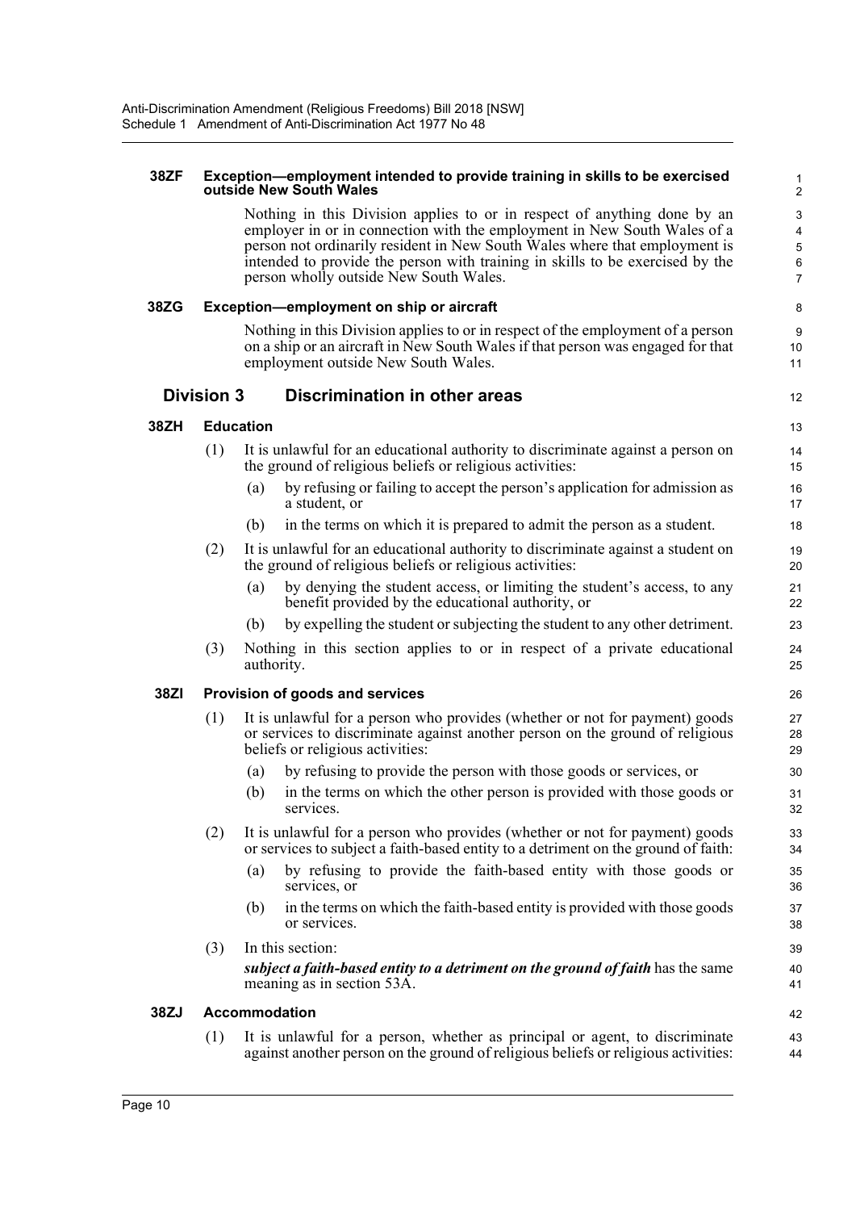#### 38ZF Exception—employment intended to provide training in skills to be exercised outside New South Wales

Nothing in this Division applies to or in respect of anything done by an employer in or in connection with the employment in New South Wales of a person not ordinarily resident in New South Wales where that employment is intended to provide the person with training in skills to be exercised by the person wholly outside New South Wales.

#### 38ZG Exception—employment on ship or aircraft

Nothing in this Division applies to or in respect of the employment of a person on a ship or an aircraft in New South Wales if that person was engaged for that employment outside New South Wales.

### Division 3 Discrimination in other areas

#### 38ZH Education

(1) It is unlawful for an educational authority to discriminate against a person on the ground of religious beliefs or religious activities:

- (a) by refusing or failing to accept the person's application for admission as a student, or
- (b) in the terms on which it is prepared to admit the person as a student.

(2) It is unlawful for an educational authority to discriminate against a student on the ground of religious beliefs or religious activities:

- (a) by denying the student access, or limiting the student's access, to any benefit provided by the educational authority, or
- (b) by expelling the student or subjecting the student to any other detriment.

(3) Nothing in this section applies to or in respect of a private educational authority.

#### 38ZI Provision of goods and services

(1) It is unlawful for a person who provides (whether or not for payment) goods or services to discriminate against another person on the ground of religious beliefs or religious activities:

- (a) by refusing to provide the person with those goods or services, or
- (b) in the terms on which the other person is provided with those goods or services.

(2) It is unlawful for a person who provides (whether or not for payment) goods or services to subject a faith-based entity to a detriment on the ground of faith:

- (a) by refusing to provide the faith-based entity with those goods or services, or
- (b) in the terms on which the faith-based entity is provided with those goods or services.

(3) In this section:

***subject a faith-based entity to a detriment on the ground of faith*** has the same meaning as in section 53A.

#### 38ZJ Accommodation

(1) It is unlawful for a person, whether as principal or agent, to discriminate against another person on the ground of religious beliefs or religious activities: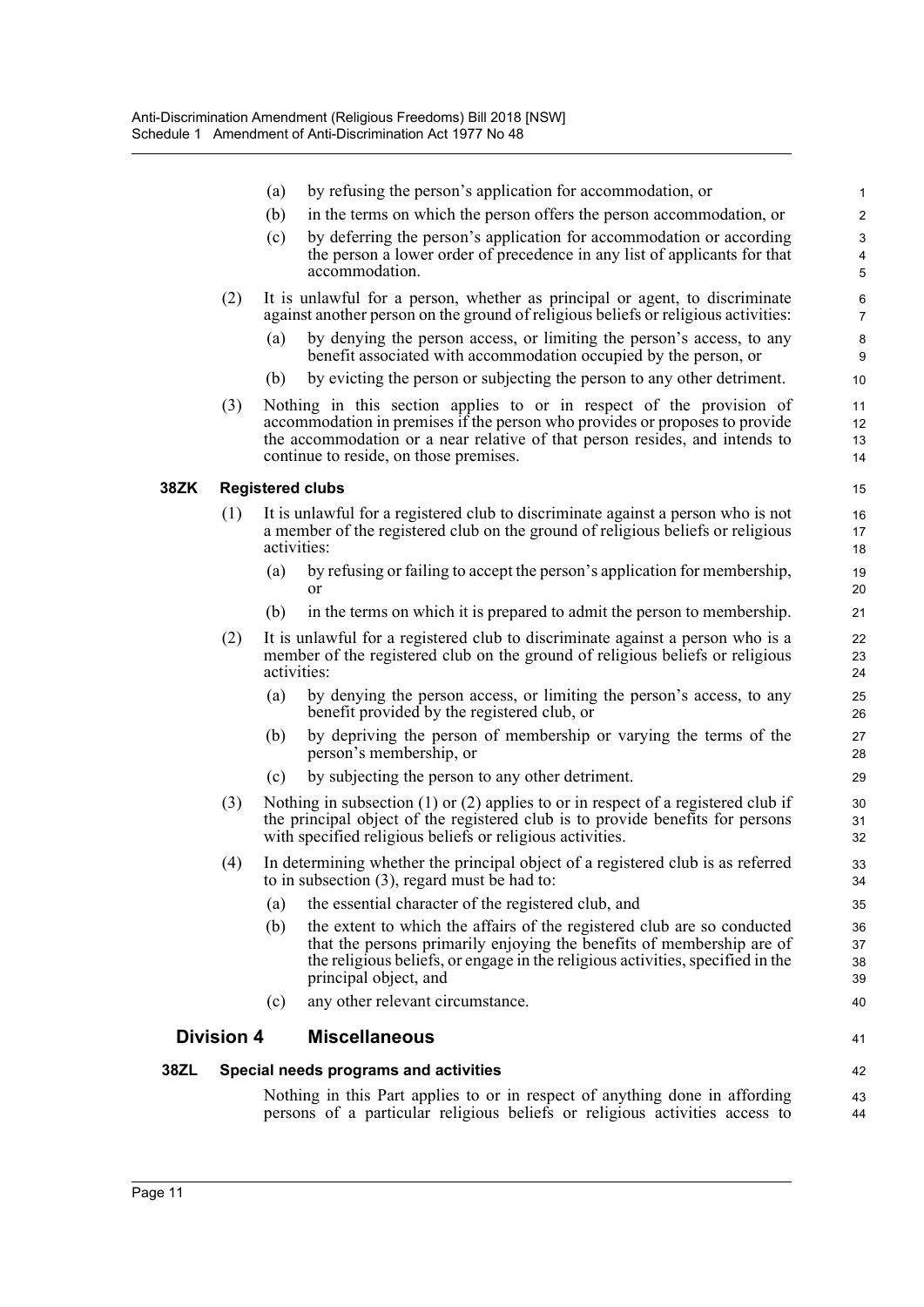(a) by refusing the person's application for accommodation, or

(b) in the terms on which the person offers the person accommodation, or

(c) by deferring the person's application for accommodation or according the person a lower order of precedence in any list of applicants for that accommodation.

(2) It is unlawful for a person, whether as principal or agent, to discriminate against another person on the ground of religious beliefs or religious activities:

(a) by denying the person access, or limiting the person's access, to any benefit associated with accommodation occupied by the person, or

(b) by evicting the person or subjecting the person to any other detriment.

(3) Nothing in this section applies to or in respect of the provision of accommodation in premises if the person who provides or proposes to provide the accommodation or a near relative of that person resides, and intends to continue to reside, on those premises.

**38ZK Registered clubs**

(1) It is unlawful for a registered club to discriminate against a person who is not a member of the registered club on the ground of religious beliefs or religious activities:

(a) by refusing or failing to accept the person's application for membership, or

(b) in the terms on which it is prepared to admit the person to membership.

(2) It is unlawful for a registered club to discriminate against a person who is a member of the registered club on the ground of religious beliefs or religious activities:

(a) by denying the person access, or limiting the person's access, to any benefit provided by the registered club, or

(b) by depriving the person of membership or varying the terms of the person's membership, or

(c) by subjecting the person to any other detriment.

(3) Nothing in subsection (1) or (2) applies to or in respect of a registered club if the principal object of the registered club is to provide benefits for persons with specified religious beliefs or religious activities.

(4) In determining whether the principal object of a registered club is as referred to in subsection (3), regard must be had to:

(a) the essential character of the registered club, and

(b) the extent to which the affairs of the registered club are so conducted that the persons primarily enjoying the benefits of membership are of the religious beliefs, or engage in the religious activities, specified in the principal object, and

(c) any other relevant circumstance.

## Division 4 Miscellaneous

**38ZL Special needs programs and activities**

Nothing in this Part applies to or in respect of anything done in affording persons of a particular religious beliefs or religious activities access to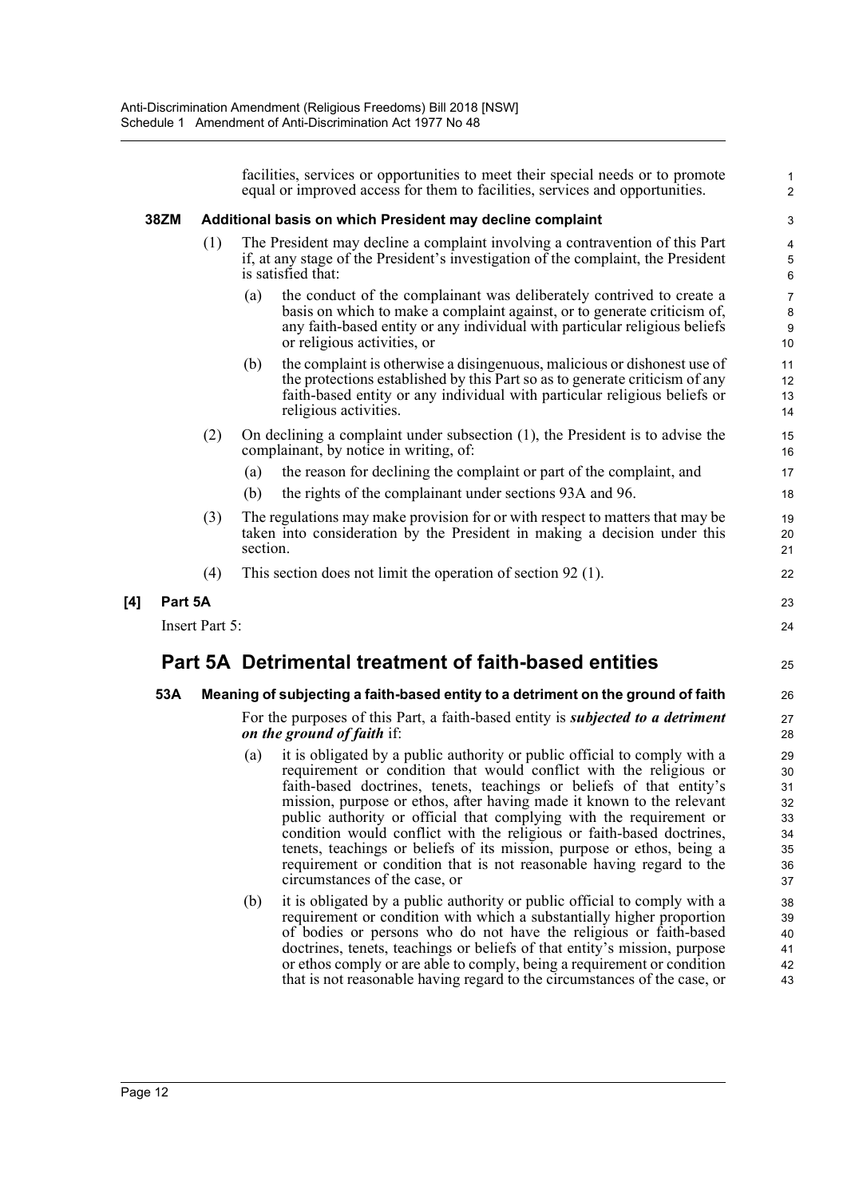facilities, services or opportunities to meet their special needs or to promote equal or improved access for them to facilities, services and opportunities.

**38ZM Additional basis on which President may decline complaint**

(1) The President may decline a complaint involving a contravention of this Part if, at any stage of the President's investigation of the complaint, the President is satisfied that:

(a) the conduct of the complainant was deliberately contrived to create a basis on which to make a complaint against, or to generate criticism of, any faith-based entity or any individual with particular religious beliefs or religious activities, or

(b) the complaint is otherwise a disingenuous, malicious or dishonest use of the protections established by this Part so as to generate criticism of any faith-based entity or any individual with particular religious beliefs or religious activities.

(2) On declining a complaint under subsection (1), the President is to advise the complainant, by notice in writing, of:

(a) the reason for declining the complaint or part of the complaint, and

(b) the rights of the complainant under sections 93A and 96.

(3) The regulations may make provision for or with respect to matters that may be taken into consideration by the President in making a decision under this section.

(4) This section does not limit the operation of section 92 (1).

**[4] Part 5A**

Insert Part 5:

## Part 5A Detrimental treatment of faith-based entities

**53A Meaning of subjecting a faith-based entity to a detriment on the ground of faith**

For the purposes of this Part, a faith-based entity is ***subjected to a detriment on the ground of faith*** if:

(a) it is obligated by a public authority or public official to comply with a requirement or condition that would conflict with the religious or faith-based doctrines, tenets, teachings or beliefs of that entity's mission, purpose or ethos, after having made it known to the relevant public authority or official that complying with the requirement or condition would conflict with the religious or faith-based doctrines, tenets, teachings or beliefs of its mission, purpose or ethos, being a requirement or condition that is not reasonable having regard to the circumstances of the case, or

(b) it is obligated by a public authority or public official to comply with a requirement or condition with which a substantially higher proportion of bodies or persons who do not have the religious or faith-based doctrines, tenets, teachings or beliefs of that entity's mission, purpose or ethos comply or are able to comply, being a requirement or condition that is not reasonable having regard to the circumstances of the case, or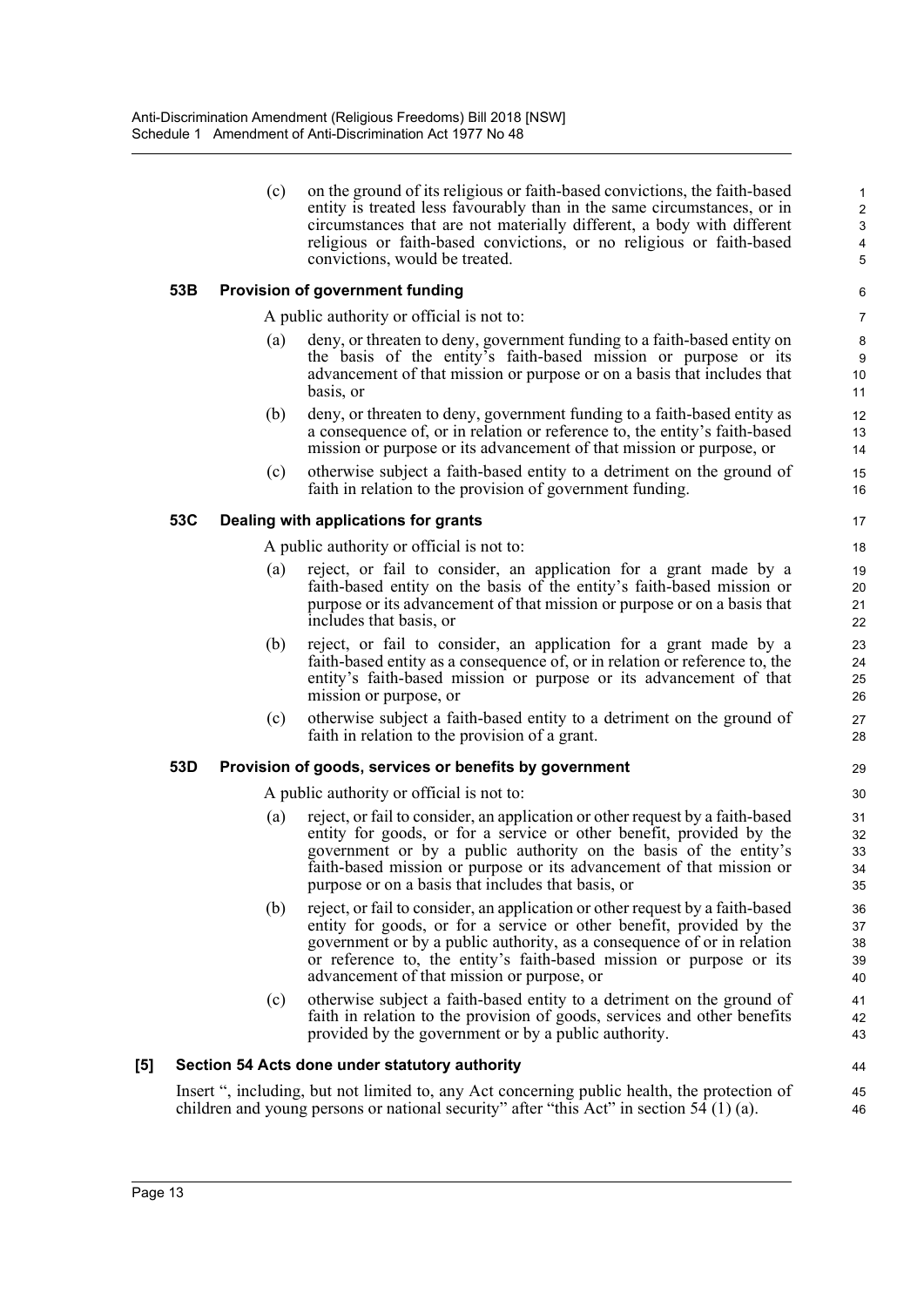(c) on the ground of its religious or faith-based convictions, the faith-based entity is treated less favourably than in the same circumstances, or in circumstances that are not materially different, a body with different religious or faith-based convictions, or no religious or faith-based convictions, would be treated.

### 53B Provision of government funding

A public authority or official is not to:

(a) deny, or threaten to deny, government funding to a faith-based entity on the basis of the entity's faith-based mission or purpose or its advancement of that mission or purpose or on a basis that includes that basis, or

(b) deny, or threaten to deny, government funding to a faith-based entity as a consequence of, or in relation or reference to, the entity's faith-based mission or purpose or its advancement of that mission or purpose, or

(c) otherwise subject a faith-based entity to a detriment on the ground of faith in relation to the provision of government funding.

### 53C Dealing with applications for grants

A public authority or official is not to:

(a) reject, or fail to consider, an application for a grant made by a faith-based entity on the basis of the entity's faith-based mission or purpose or its advancement of that mission or purpose or on a basis that includes that basis, or

(b) reject, or fail to consider, an application for a grant made by a faith-based entity as a consequence of, or in relation or reference to, the entity's faith-based mission or purpose or its advancement of that mission or purpose, or

(c) otherwise subject a faith-based entity to a detriment on the ground of faith in relation to the provision of a grant.

### 53D Provision of goods, services or benefits by government

A public authority or official is not to:

(a) reject, or fail to consider, an application or other request by a faith-based entity for goods, or for a service or other benefit, provided by the government or by a public authority on the basis of the entity's faith-based mission or purpose or its advancement of that mission or purpose or on a basis that includes that basis, or

(b) reject, or fail to consider, an application or other request by a faith-based entity for goods, or for a service or other benefit, provided by the government or by a public authority, as a consequence of or in relation or reference to, the entity's faith-based mission or purpose or its advancement of that mission or purpose, or

(c) otherwise subject a faith-based entity to a detriment on the ground of faith in relation to the provision of goods, services and other benefits provided by the government or by a public authority.

## [5] Section 54 Acts done under statutory authority

Insert ", including, but not limited to, any Act concerning public health, the protection of children and young persons or national security" after "this Act" in section 54 (1) (a).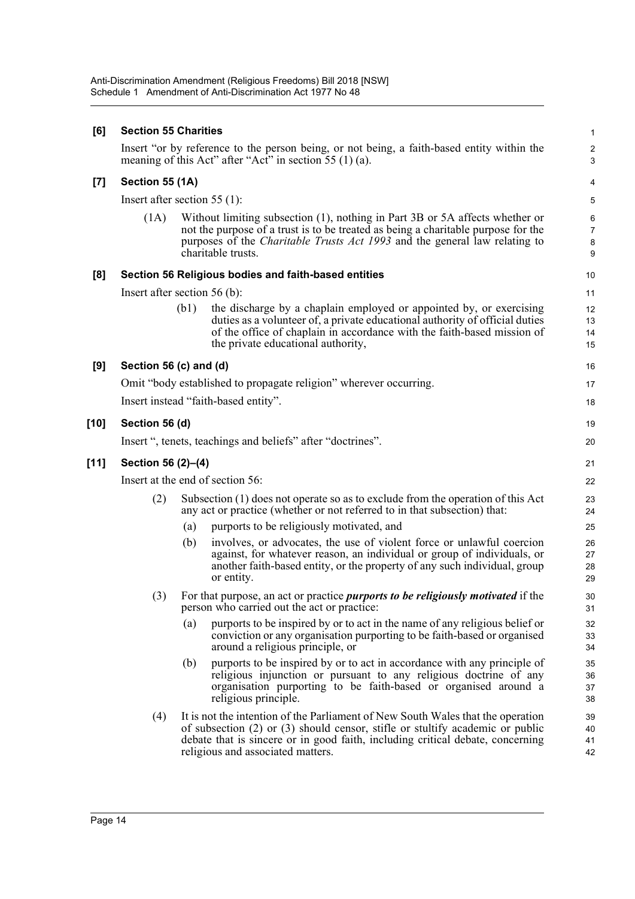**[6] Section 55 Charities**

Insert "or by reference to the person being, or not being, a faith-based entity within the meaning of this Act" after "Act" in section 55 (1) (a).

**[7] Section 55 (1A)**

Insert after section 55 (1):

(1A) Without limiting subsection (1), nothing in Part 3B or 5A affects whether or not the purpose of a trust is to be treated as being a charitable purpose for the purposes of the *Charitable Trusts Act 1993* and the general law relating to charitable trusts.

**[8] Section 56 Religious bodies and faith-based entities**

Insert after section 56 (b):

(b1) the discharge by a chaplain employed or appointed by, or exercising duties as a volunteer of, a private educational authority of official duties of the office of chaplain in accordance with the faith-based mission of the private educational authority,

**[9] Section 56 (c) and (d)**

Omit "body established to propagate religion" wherever occurring.

Insert instead "faith-based entity".

**[10] Section 56 (d)**

Insert ", tenets, teachings and beliefs" after "doctrines".

**[11] Section 56 (2)–(4)**

Insert at the end of section 56:

(2) Subsection (1) does not operate so as to exclude from the operation of this Act any act or practice (whether or not referred to in that subsection) that:

(a) purports to be religiously motivated, and

(b) involves, or advocates, the use of violent force or unlawful coercion against, for whatever reason, an individual or group of individuals, or another faith-based entity, or the property of any such individual, group or entity.

(3) For that purpose, an act or practice ***purports to be religiously motivated*** if the person who carried out the act or practice:

(a) purports to be inspired by or to act in the name of any religious belief or conviction or any organisation purporting to be faith-based or organised around a religious principle, or

(b) purports to be inspired by or to act in accordance with any principle of religious injunction or pursuant to any religious doctrine of any organisation purporting to be faith-based or organised around a religious principle.

(4) It is not the intention of the Parliament of New South Wales that the operation of subsection (2) or (3) should censor, stifle or stultify academic or public debate that is sincere or in good faith, including critical debate, concerning religious and associated matters.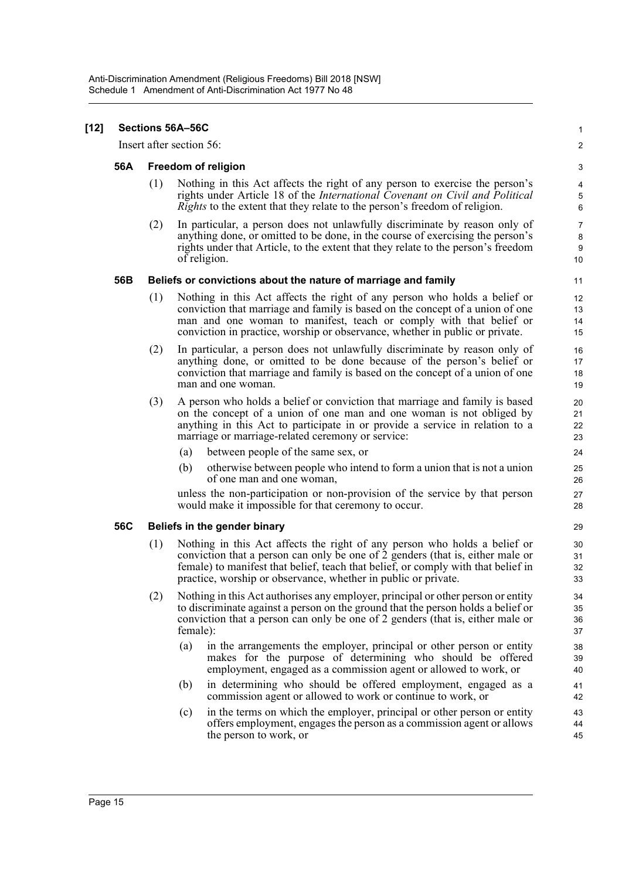**[12] Sections 56A–56C**

Insert after section 56:

### 56A Freedom of religion

(1) Nothing in this Act affects the right of any person to exercise the person's rights under Article 18 of the *International Covenant on Civil and Political Rights* to the extent that they relate to the person's freedom of religion.

(2) In particular, a person does not unlawfully discriminate by reason only of anything done, or omitted to be done, in the course of exercising the person's rights under that Article, to the extent that they relate to the person's freedom of religion.

### 56B Beliefs or convictions about the nature of marriage and family

(1) Nothing in this Act affects the right of any person who holds a belief or conviction that marriage and family is based on the concept of a union of one man and one woman to manifest, teach or comply with that belief or conviction in practice, worship or observance, whether in public or private.

(2) In particular, a person does not unlawfully discriminate by reason only of anything done, or omitted to be done because of the person's belief or conviction that marriage and family is based on the concept of a union of one man and one woman.

(3) A person who holds a belief or conviction that marriage and family is based on the concept of a union of one man and one woman is not obliged by anything in this Act to participate in or provide a service in relation to a marriage or marriage-related ceremony or service:

(a) between people of the same sex, or

(b) otherwise between people who intend to form a union that is not a union of one man and one woman,

unless the non-participation or non-provision of the service by that person would make it impossible for that ceremony to occur.

### 56C Beliefs in the gender binary

(1) Nothing in this Act affects the right of any person who holds a belief or conviction that a person can only be one of 2 genders (that is, either male or female) to manifest that belief, teach that belief, or comply with that belief in practice, worship or observance, whether in public or private.

(2) Nothing in this Act authorises any employer, principal or other person or entity to discriminate against a person on the ground that the person holds a belief or conviction that a person can only be one of 2 genders (that is, either male or female):

(a) in the arrangements the employer, principal or other person or entity makes for the purpose of determining who should be offered employment, engaged as a commission agent or allowed to work, or

(b) in determining who should be offered employment, engaged as a commission agent or allowed to work or continue to work, or

(c) in the terms on which the employer, principal or other person or entity offers employment, engages the person as a commission agent or allows the person to work, or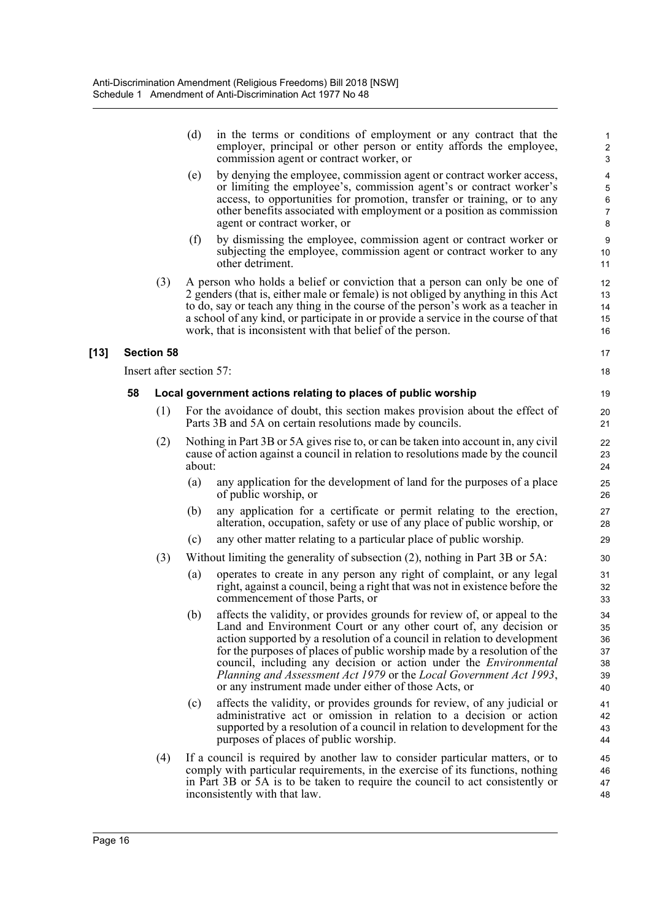(d) in the terms or conditions of employment or any contract that the employer, principal or other person or entity affords the employee, commission agent or contract worker, or

(e) by denying the employee, commission agent or contract worker access, or limiting the employee's, commission agent's or contract worker's access, to opportunities for promotion, transfer or training, or to any other benefits associated with employment or a position as commission agent or contract worker, or

(f) by dismissing the employee, commission agent or contract worker or subjecting the employee, commission agent or contract worker to any other detriment.

(3) A person who holds a belief or conviction that a person can only be one of 2 genders (that is, either male or female) is not obliged by anything in this Act to do, say or teach any thing in the course of the person's work as a teacher in a school of any kind, or participate in or provide a service in the course of that work, that is inconsistent with that belief of the person.

## [13] Section 58

Insert after section 57:

### 58 Local government actions relating to places of public worship

(1) For the avoidance of doubt, this section makes provision about the effect of Parts 3B and 5A on certain resolutions made by councils.

(2) Nothing in Part 3B or 5A gives rise to, or can be taken into account in, any civil cause of action against a council in relation to resolutions made by the council about:

(a) any application for the development of land for the purposes of a place of public worship, or

(b) any application for a certificate or permit relating to the erection, alteration, occupation, safety or use of any place of public worship, or

(c) any other matter relating to a particular place of public worship.

(3) Without limiting the generality of subsection (2), nothing in Part 3B or 5A:

(a) operates to create in any person any right of complaint, or any legal right, against a council, being a right that was not in existence before the commencement of those Parts, or

(b) affects the validity, or provides grounds for review of, or appeal to the Land and Environment Court or any other court of, any decision or action supported by a resolution of a council in relation to development for the purposes of places of public worship made by a resolution of the council, including any decision or action under the *Environmental Planning and Assessment Act 1979* or the *Local Government Act 1993*, or any instrument made under either of those Acts, or

(c) affects the validity, or provides grounds for review, of any judicial or administrative act or omission in relation to a decision or action supported by a resolution of a council in relation to development for the purposes of places of public worship.

(4) If a council is required by another law to consider particular matters, or to comply with particular requirements, in the exercise of its functions, nothing in Part 3B or 5A is to be taken to require the council to act consistently or inconsistently with that law.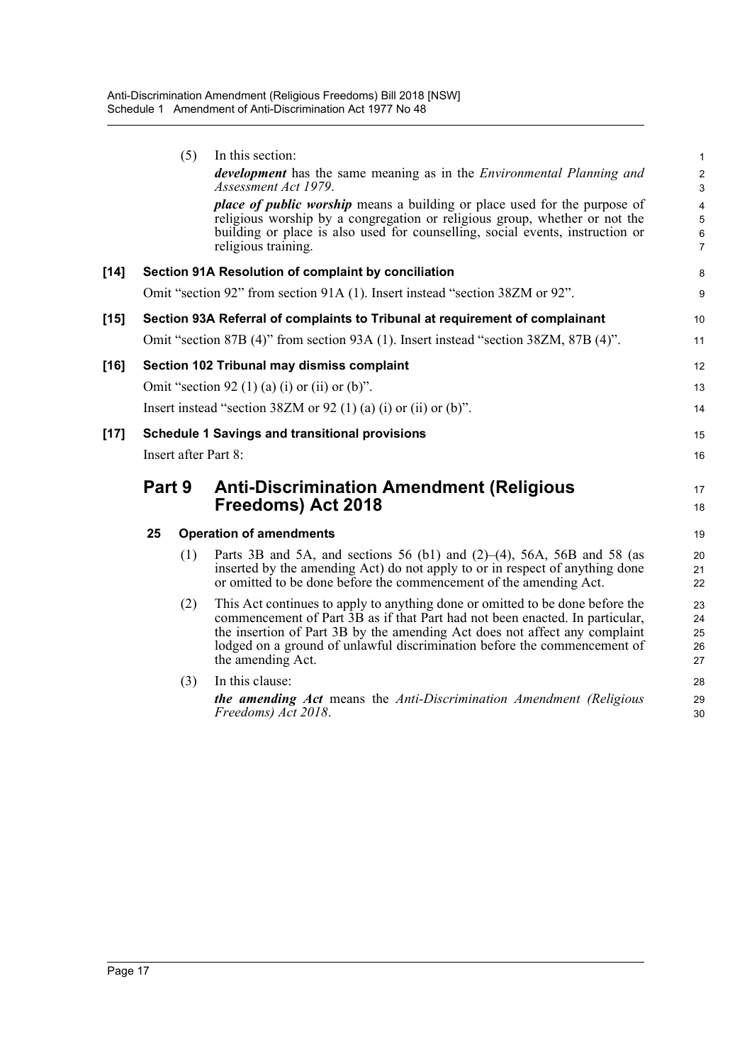(5) In this section:

***development*** has the same meaning as in the *Environmental Planning and Assessment Act 1979*.

***place of public worship*** means a building or place used for the purpose of religious worship by a congregation or religious group, whether or not the building or place is also used for counselling, social events, instruction or religious training.

**[14] Section 91A Resolution of complaint by conciliation**

Omit "section 92" from section 91A (1). Insert instead "section 38ZM or 92".

**[15] Section 93A Referral of complaints to Tribunal at requirement of complainant**

Omit "section 87B (4)" from section 93A (1). Insert instead "section 38ZM, 87B (4)".

**[16] Section 102 Tribunal may dismiss complaint**

Omit "section 92 (1) (a) (i) or (ii) or (b)".

Insert instead "section 38ZM or 92 (1) (a) (i) or (ii) or (b)".

**[17] Schedule 1 Savings and transitional provisions**

Insert after Part 8:

## Part 9 Anti-Discrimination Amendment (Religious Freedoms) Act 2018

### 25 Operation of amendments

(1) Parts 3B and 5A, and sections 56 (b1) and (2)–(4), 56A, 56B and 58 (as inserted by the amending Act) do not apply to or in respect of anything done or omitted to be done before the commencement of the amending Act.

(2) This Act continues to apply to anything done or omitted to be done before the commencement of Part 3B as if that Part had not been enacted. In particular, the insertion of Part 3B by the amending Act does not affect any complaint lodged on a ground of unlawful discrimination before the commencement of the amending Act.

(3) In this clause:

***the amending Act*** means the *Anti-Discrimination Amendment (Religious Freedoms) Act 2018*.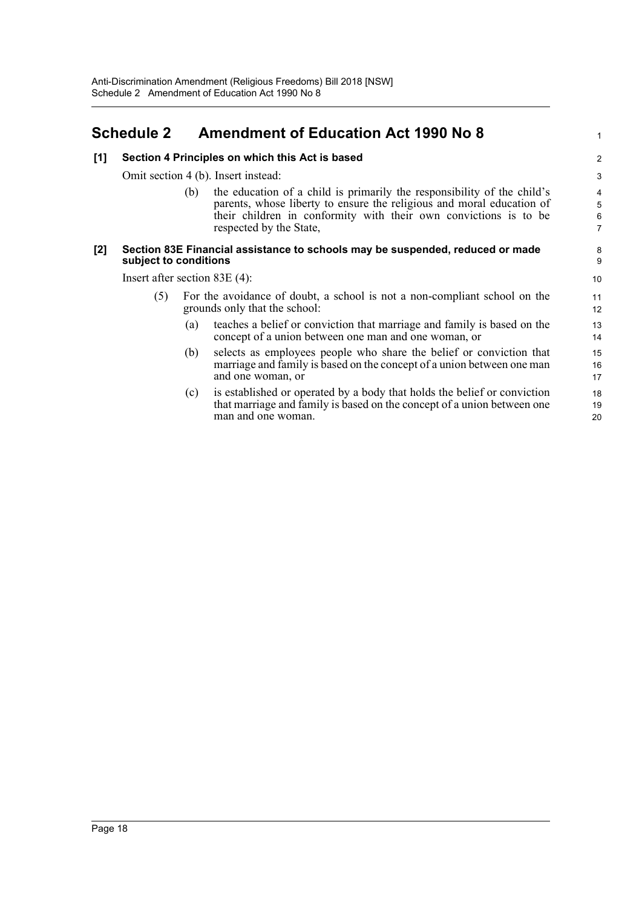## Schedule 2 Amendment of Education Act 1990 No 8

**[1] Section 4 Principles on which this Act is based**

Omit section 4 (b). Insert instead:

(b) the education of a child is primarily the responsibility of the child's parents, whose liberty to ensure the religious and moral education of their children in conformity with their own convictions is to be respected by the State,

**[2] Section 83E Financial assistance to schools may be suspended, reduced or made subject to conditions**

Insert after section 83E (4):

(5) For the avoidance of doubt, a school is not a non-compliant school on the grounds only that the school:

(a) teaches a belief or conviction that marriage and family is based on the concept of a union between one man and one woman, or

(b) selects as employees people who share the belief or conviction that marriage and family is based on the concept of a union between one man and one woman, or

(c) is established or operated by a body that holds the belief or conviction that marriage and family is based on the concept of a union between one man and one woman.